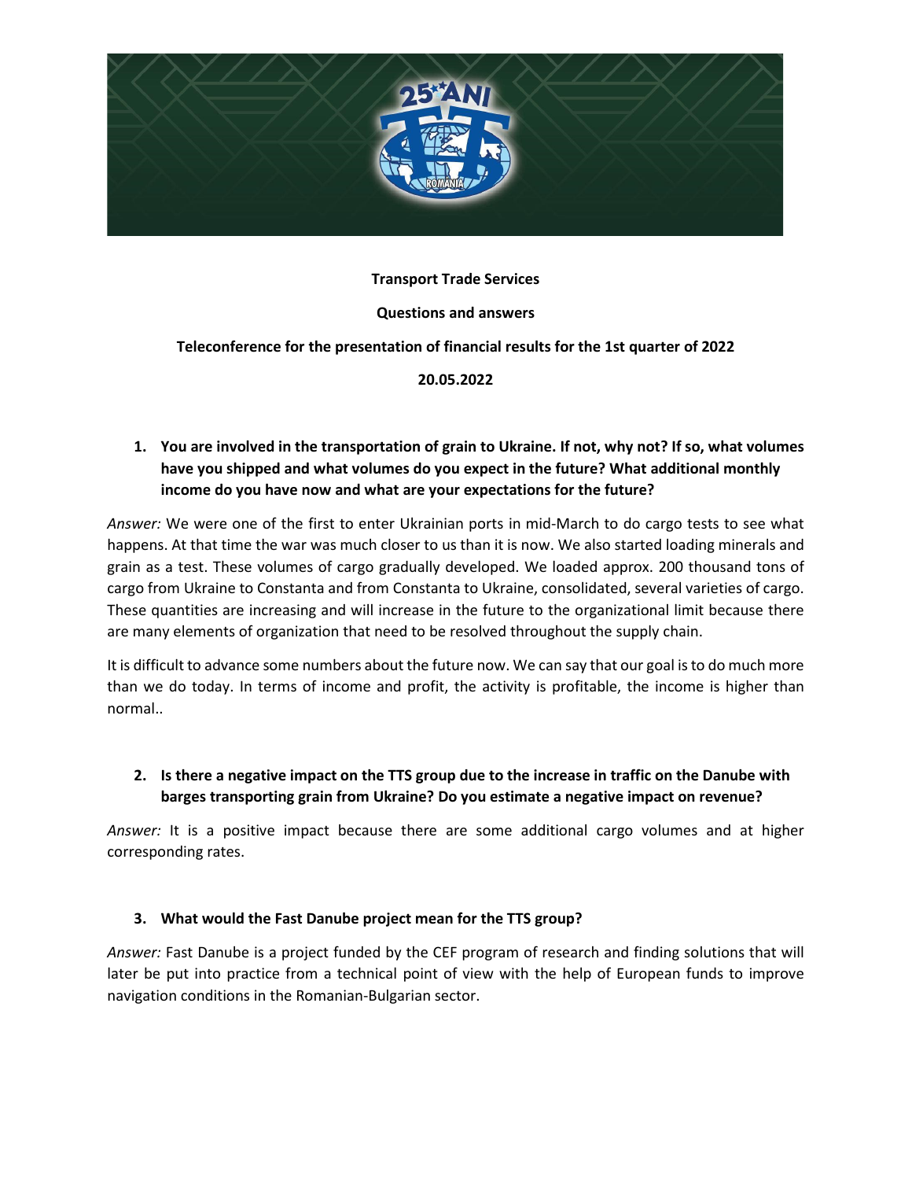**Transport Trade Services**

**Questions and answers**

**Teleconference for the presentation of financial results for the 1st quarter of 2022**

**20.05.2022**

1. **You are involved in the transportation of grain to Ukraine. If not, why not? If so, what volumes have you shipped and what volumes do you expect in the future? What additional monthly income do you have now and what are your expectations for the future?**

*Answer:* We were one of the first to enter Ukrainian ports in mid-March to do cargo tests to see what happens. At that time the war was much closer to us than it is now. We also started loading minerals and grain as a test. These volumes of cargo gradually developed. We loaded approx. 200 thousand tons of cargo from Ukraine to Constanta and from Constanta to Ukraine, consolidated, several varieties of cargo. These quantities are increasing and will increase in the future to the organizational limit because there are many elements of organization that need to be resolved throughout the supply chain.

It is difficult to advance some numbers about the future now. We can say that our goal is to do much more than we do today. In terms of income and profit, the activity is profitable, the income is higher than normal..

2. **Is there a negative impact on the TTS group due to the increase in traffic on the Danube with barges transporting grain from Ukraine? Do you estimate a negative impact on revenue?**

*Answer:* It is a positive impact because there are some additional cargo volumes and at higher corresponding rates.

3. **What would the Fast Danube project mean for the TTS group?**

*Answer:* Fast Danube is a project funded by the CEF program of research and finding solutions that will later be put into practice from a technical point of view with the help of European funds to improve navigation conditions in the Romanian-Bulgarian sector.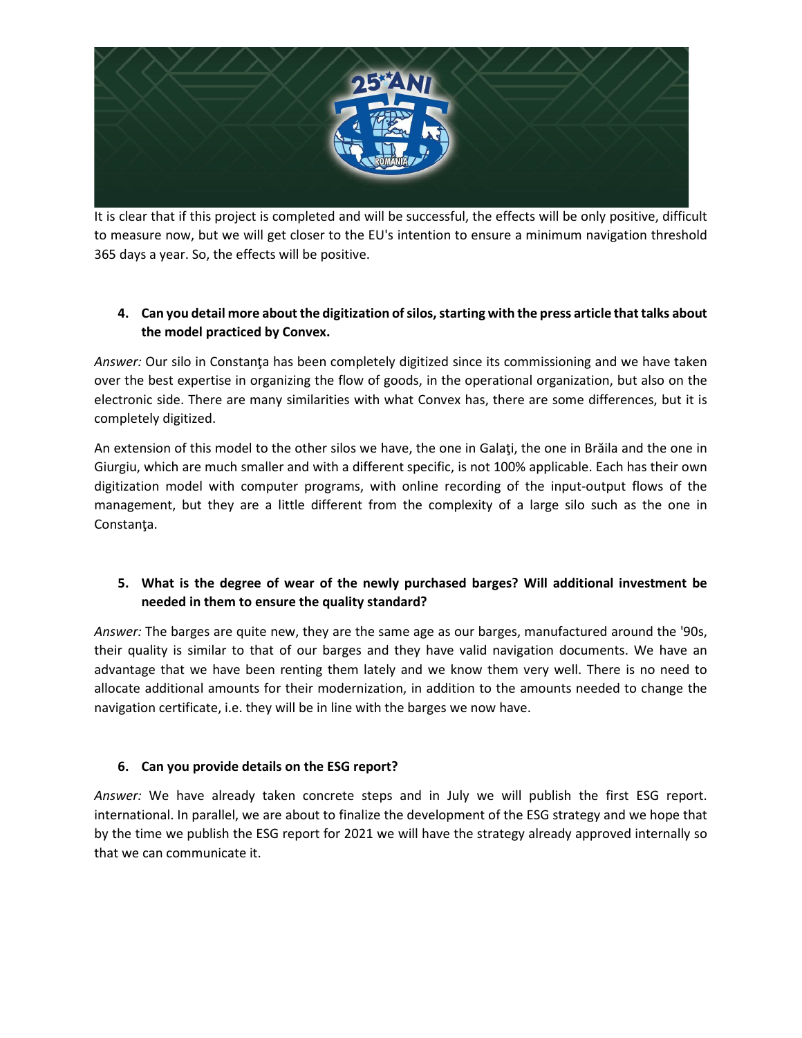It is clear that if this project is completed and will be successful, the effects will be only positive, difficult to measure now, but we will get closer to the EU's intention to ensure a minimum navigation threshold 365 days a year. So, the effects will be positive.

4. **Can you detail more about the digitization of silos, starting with the press article that talks about the model practiced by Convex.**

*Answer:* Our silo in Constanţa has been completely digitized since its commissioning and we have taken over the best expertise in organizing the flow of goods, in the operational organization, but also on the electronic side. There are many similarities with what Convex has, there are some differences, but it is completely digitized.

An extension of this model to the other silos we have, the one in Galaţi, the one in Brăila and the one in Giurgiu, which are much smaller and with a different specific, is not 100% applicable. Each has their own digitization model with computer programs, with online recording of the input-output flows of the management, but they are a little different from the complexity of a large silo such as the one in Constanţa.

5. **What is the degree of wear of the newly purchased barges? Will additional investment be needed in them to ensure the quality standard?**

*Answer:* The barges are quite new, they are the same age as our barges, manufactured around the '90s, their quality is similar to that of our barges and they have valid navigation documents. We have an advantage that we have been renting them lately and we know them very well. There is no need to allocate additional amounts for their modernization, in addition to the amounts needed to change the navigation certificate, i.e. they will be in line with the barges we now have.

6. **Can you provide details on the ESG report?**

*Answer:* We have already taken concrete steps and in July we will publish the first ESG report. international. In parallel, we are about to finalize the development of the ESG strategy and we hope that by the time we publish the ESG report for 2021 we will have the strategy already approved internally so that we can communicate it.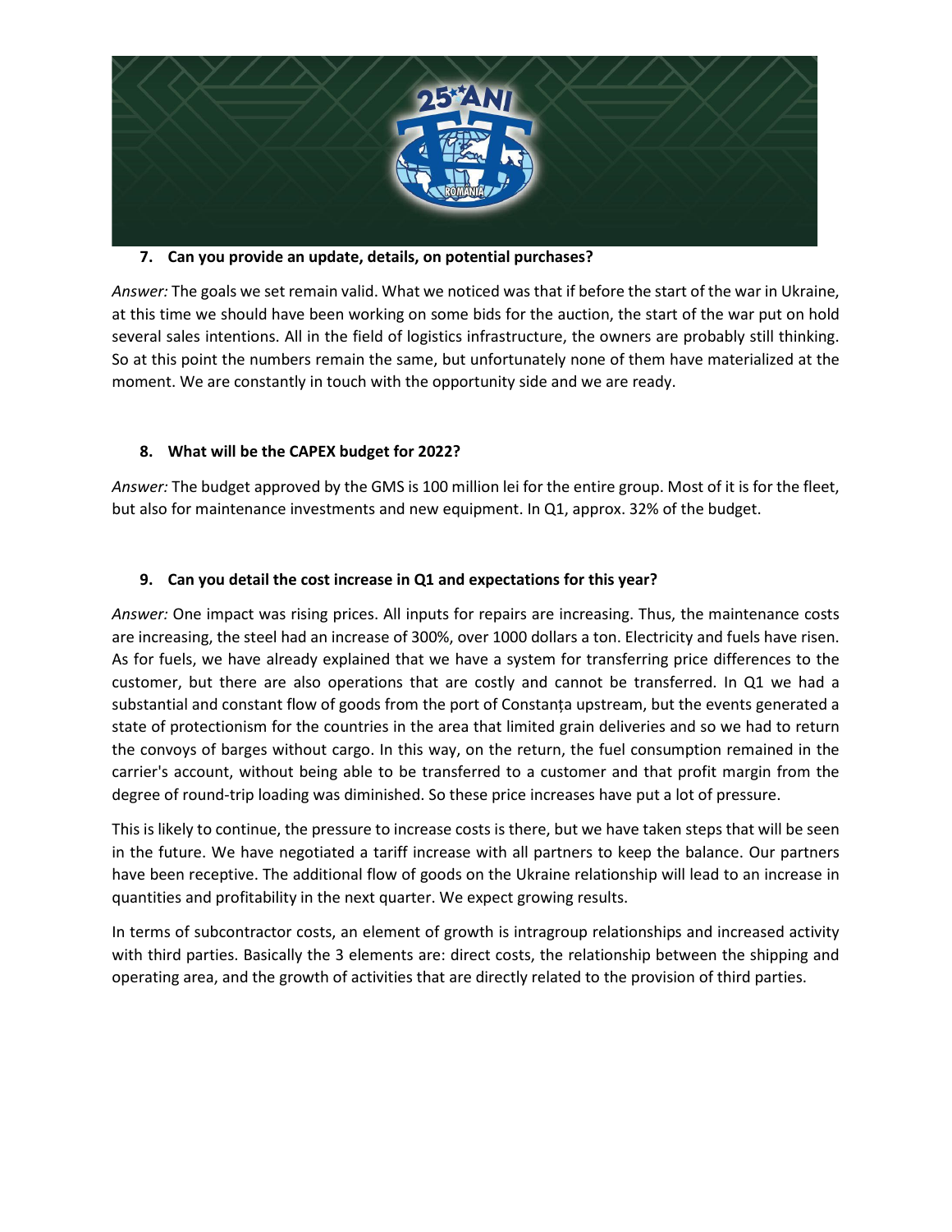**7. Can you provide an update, details, on potential purchases?**

*Answer:* The goals we set remain valid. What we noticed was that if before the start of the war in Ukraine, at this time we should have been working on some bids for the auction, the start of the war put on hold several sales intentions. All in the field of logistics infrastructure, the owners are probably still thinking. So at this point the numbers remain the same, but unfortunately none of them have materialized at the moment. We are constantly in touch with the opportunity side and we are ready.

**8. What will be the CAPEX budget for 2022?**

*Answer:* The budget approved by the GMS is 100 million lei for the entire group. Most of it is for the fleet, but also for maintenance investments and new equipment. In Q1, approx. 32% of the budget.

**9. Can you detail the cost increase in Q1 and expectations for this year?**

*Answer:* One impact was rising prices. All inputs for repairs are increasing. Thus, the maintenance costs are increasing, the steel had an increase of 300%, over 1000 dollars a ton. Electricity and fuels have risen. As for fuels, we have already explained that we have a system for transferring price differences to the customer, but there are also operations that are costly and cannot be transferred. In Q1 we had a substantial and constant flow of goods from the port of Constanța upstream, but the events generated a state of protectionism for the countries in the area that limited grain deliveries and so we had to return the convoys of barges without cargo. In this way, on the return, the fuel consumption remained in the carrier's account, without being able to be transferred to a customer and that profit margin from the degree of round-trip loading was diminished. So these price increases have put a lot of pressure.

This is likely to continue, the pressure to increase costs is there, but we have taken steps that will be seen in the future. We have negotiated a tariff increase with all partners to keep the balance. Our partners have been receptive. The additional flow of goods on the Ukraine relationship will lead to an increase in quantities and profitability in the next quarter. We expect growing results.

In terms of subcontractor costs, an element of growth is intragroup relationships and increased activity with third parties. Basically the 3 elements are: direct costs, the relationship between the shipping and operating area, and the growth of activities that are directly related to the provision of third parties.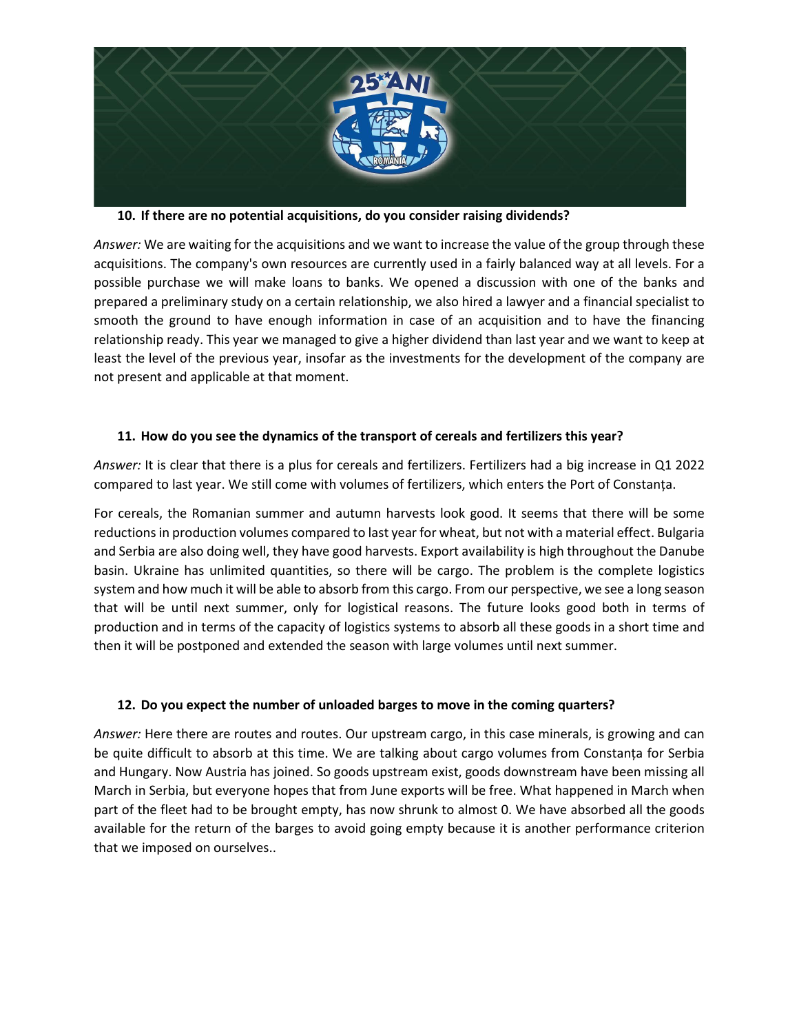**10. If there are no potential acquisitions, do you consider raising dividends?**

*Answer:* We are waiting for the acquisitions and we want to increase the value of the group through these acquisitions. The company's own resources are currently used in a fairly balanced way at all levels. For a possible purchase we will make loans to banks. We opened a discussion with one of the banks and prepared a preliminary study on a certain relationship, we also hired a lawyer and a financial specialist to smooth the ground to have enough information in case of an acquisition and to have the financing relationship ready. This year we managed to give a higher dividend than last year and we want to keep at least the level of the previous year, insofar as the investments for the development of the company are not present and applicable at that moment.

**11. How do you see the dynamics of the transport of cereals and fertilizers this year?**

*Answer:* It is clear that there is a plus for cereals and fertilizers. Fertilizers had a big increase in Q1 2022 compared to last year. We still come with volumes of fertilizers, which enters the Port of Constanța.

For cereals, the Romanian summer and autumn harvests look good. It seems that there will be some reductions in production volumes compared to last year for wheat, but not with a material effect. Bulgaria and Serbia are also doing well, they have good harvests. Export availability is high throughout the Danube basin. Ukraine has unlimited quantities, so there will be cargo. The problem is the complete logistics system and how much it will be able to absorb from this cargo. From our perspective, we see a long season that will be until next summer, only for logistical reasons. The future looks good both in terms of production and in terms of the capacity of logistics systems to absorb all these goods in a short time and then it will be postponed and extended the season with large volumes until next summer.

**12. Do you expect the number of unloaded barges to move in the coming quarters?**

*Answer:* Here there are routes and routes. Our upstream cargo, in this case minerals, is growing and can be quite difficult to absorb at this time. We are talking about cargo volumes from Constanța for Serbia and Hungary. Now Austria has joined. So goods upstream exist, goods downstream have been missing all March in Serbia, but everyone hopes that from June exports will be free. What happened in March when part of the fleet had to be brought empty, has now shrunk to almost 0. We have absorbed all the goods available for the return of the barges to avoid going empty because it is another performance criterion that we imposed on ourselves..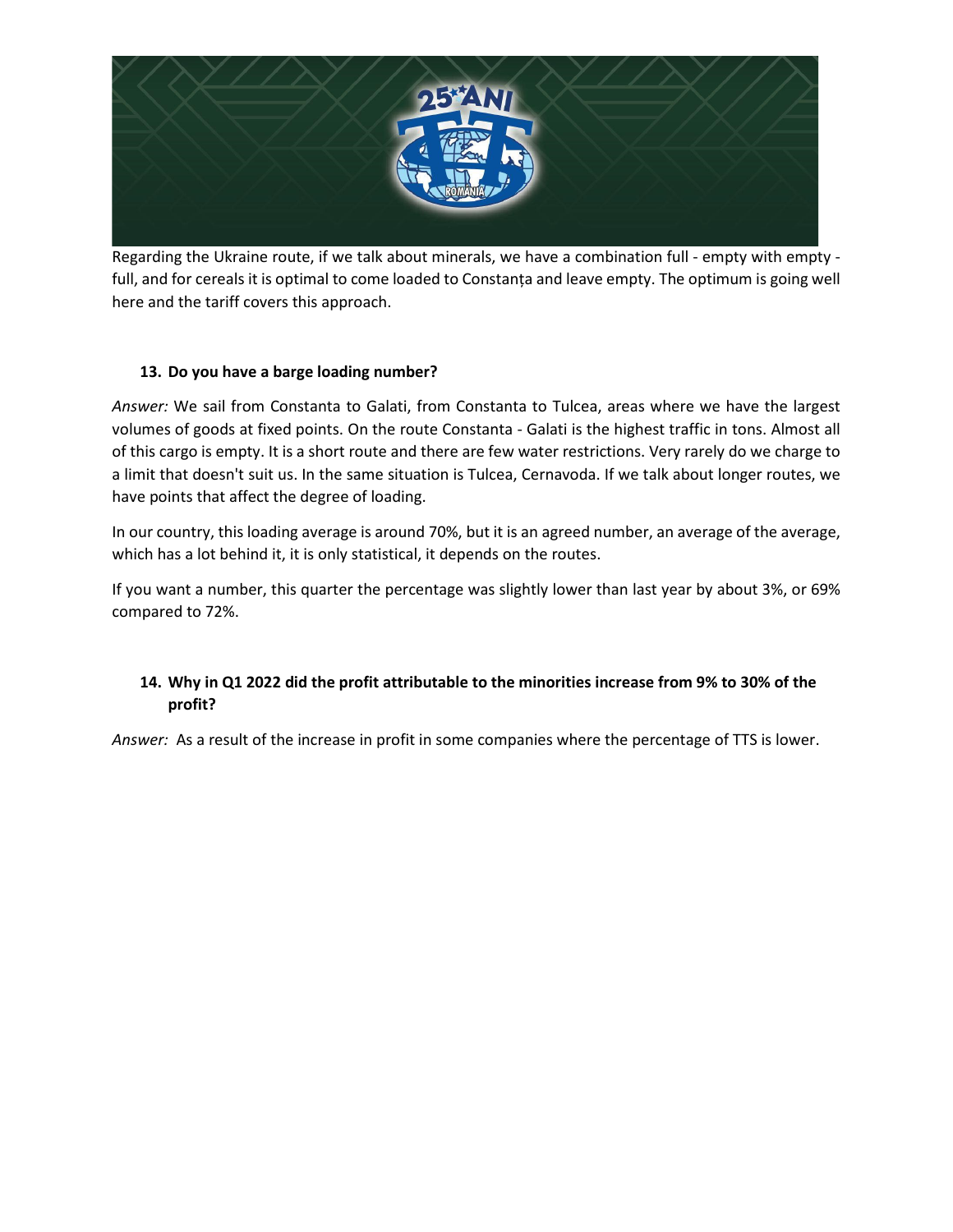Regarding the Ukraine route, if we talk about minerals, we have a combination full - empty with empty - full, and for cereals it is optimal to come loaded to Constanța and leave empty. The optimum is going well here and the tariff covers this approach.

**13. Do you have a barge loading number?**

*Answer:* We sail from Constanta to Galati, from Constanta to Tulcea, areas where we have the largest volumes of goods at fixed points. On the route Constanta - Galati is the highest traffic in tons. Almost all of this cargo is empty. It is a short route and there are few water restrictions. Very rarely do we charge to a limit that doesn't suit us. In the same situation is Tulcea, Cernavoda. If we talk about longer routes, we have points that affect the degree of loading.

In our country, this loading average is around 70%, but it is an agreed number, an average of the average, which has a lot behind it, it is only statistical, it depends on the routes.

If you want a number, this quarter the percentage was slightly lower than last year by about 3%, or 69% compared to 72%.

**14. Why in Q1 2022 did the profit attributable to the minorities increase from 9% to 30% of the profit?**

*Answer:* As a result of the increase in profit in some companies where the percentage of TTS is lower.